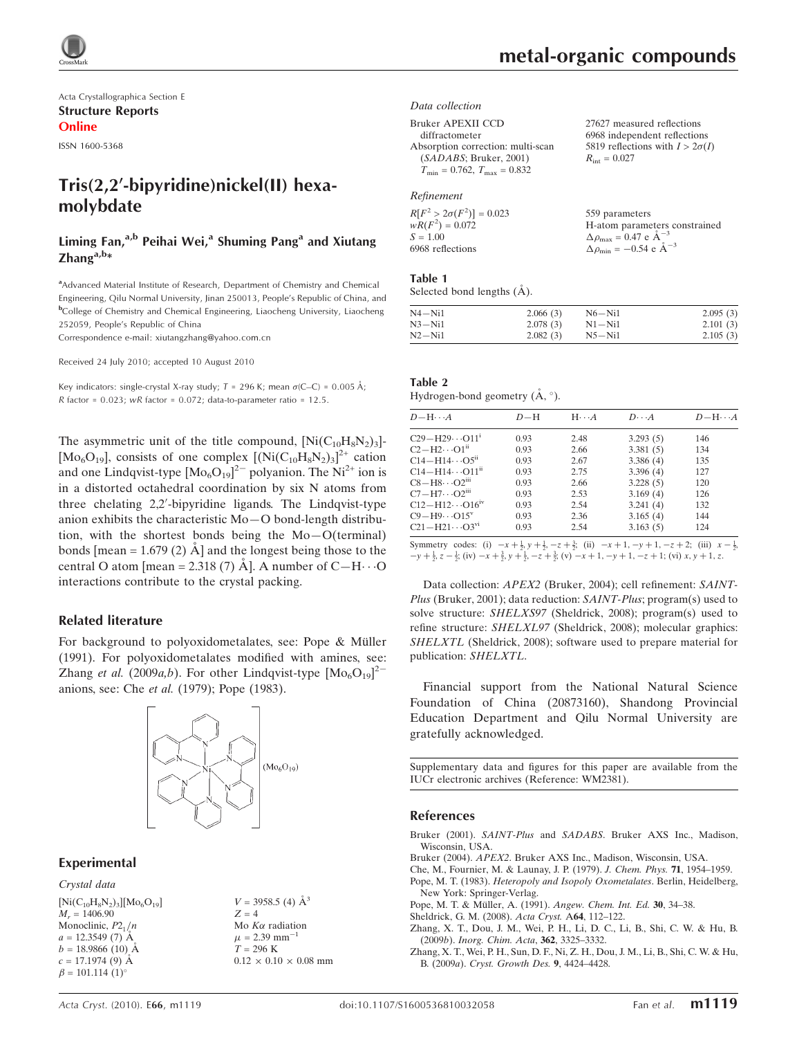Acta Crystallographica Section E

**Structure Reports Online**

ISSN 1600-5368

# Tris(2,2′-bipyridine)nickel(II) hexamolybdate

**Liming Fan,[a,b] Peihai Wei,[a] Shuming Pang[a] and Xiutang Zhang[a,b]***

[a]Advanced Material Institute of Research, Department of Chemistry and Chemical Engineering, Qilu Normal University, Jinan 250013, People's Republic of China, and [b]College of Chemistry and Chemical Engineering, Liaocheng University, Liaocheng 252059, People's Republic of China

Correspondence e-mail: xiutangzhang@yahoo.com.cn

Received 24 July 2010; accepted 10 August 2010

Key indicators: single-crystal X-ray study; $T$ = 296 K; mean $\sigma$(C–C) = 0.005 Å; $R$ factor = 0.023; $wR$ factor = 0.072; data-to-parameter ratio = 12.5.

The asymmetric unit of the title compound, $[Ni(C_{10}H_8N_2)_3][Mo_6O_{19}]$, consists of one complex $[(Ni(C_{10}H_8N_2)_3]^{2+}$ cation and one Lindqvist-type $[Mo_6O_{19}]^{2-}$ polyanion. The $Ni^{2+}$ ion is in a distorted octahedral coordination by six N atoms from three chelating 2,2′-bipyridine ligands. The Lindqvist-type anion exhibits the characteristic Mo—O bond-length distribution, with the shortest bonds being the Mo—O(terminal) bonds [mean = 1.679 (2) Å] and the longest being those to the central O atom [mean = 2.318 (7) Å]. A number of C—H···O interactions contribute to the crystal packing.

## Related literature

For background to polyoxidometalates, see: Pope & Müller (1991). For polyoxidometalates modified with amines, see: Zhang *et al.* (2009*a*,*b*). For other Lindqvist-type $[Mo_6O_{19}]^{2-}$ anions, see: Che *et al.* (1979); Pope (1983).

## Experimental

*Crystal data*

$[Ni(C_{10}H_8N_2)_3][Mo_6O_{19}]$
$M_r$ = 1406.90
Monoclinic, $P2_1/n$
$a$ = 12.3549 (7) Å
$b$ = 18.9866 (10) Å
$c$ = 17.1974 (9) Å
$\beta$ = 101.114 (1)°
$V$ = 3958.5 (4) Å$^3$
$Z$ = 4
Mo $K\alpha$ radiation
$\mu$ = 2.39 mm$^{-1}$
$T$ = 296 K
0.12 × 0.10 × 0.08 mm

*Data collection*

Bruker APEXII CCD diffractometer
Absorption correction: multi-scan (*SADABS*; Bruker, 2001)
$T_{min}$ = 0.762, $T_{max}$ = 0.832
27627 measured reflections
6968 independent reflections
5819 reflections with $I > 2\sigma(I)$
$R_{int}$ = 0.027

*Refinement*

$R[F^2 > 2\sigma(F^2)]$ = 0.023
$wR(F^2)$ = 0.072
$S$ = 1.00
6968 reflections
559 parameters
H-atom parameters constrained
$\Delta\rho_{max}$ = 0.47 e Å$^{-3}$
$\Delta\rho_{min}$ = −0.54 e Å$^{-3}$

**Table 1**
Selected bond lengths (Å).

| | | | |
|---|---|---|---|
| N4—Ni1 | 2.066 (3) | N6—Ni1 | 2.095 (3) |
| N3—Ni1 | 2.078 (3) | N1—Ni1 | 2.101 (3) |
| N2—Ni1 | 2.082 (3) | N5—Ni1 | 2.105 (3) |

**Table 2**
Hydrogen-bond geometry (Å, °).

| $D$—H···$A$ | $D$—H | H···$A$ | $D$···$A$ | $D$—H···$A$ |
|---|---|---|---|---|
| C29—H29···O11[i] | 0.93 | 2.48 | 3.293 (5) | 146 |
| C2—H2···O1[ii] | 0.93 | 2.66 | 3.381 (5) | 134 |
| C14—H14···O5[ii] | 0.93 | 2.67 | 3.386 (4) | 135 |
| C14—H14···O11[ii] | 0.93 | 2.75 | 3.396 (4) | 127 |
| C8—H8···O2[iii] | 0.93 | 2.66 | 3.228 (5) | 120 |
| C7—H7···O2[iii] | 0.93 | 2.53 | 3.169 (4) | 126 |
| C12—H12···O16[iv] | 0.93 | 2.54 | 3.241 (4) | 132 |
| C9—H9···O15[v] | 0.93 | 2.36 | 3.165 (4) | 144 |
| C21—H21···O3[vi] | 0.93 | 2.54 | 3.163 (5) | 124 |

Symmetry codes: (i) $-x+\frac{1}{2}, y+\frac{1}{2}, -z+\frac{3}{2}$; (ii) $-x+1, -y+1, -z+2$; (iii) $x-\frac{1}{2}, -y+\frac{1}{2}, z-\frac{1}{2}$; (iv) $-x+\frac{3}{2}, y+\frac{1}{2}, -z+\frac{3}{2}$; (v) $-x+1, -y+1, -z+1$; (vi) $x, y+1, z$.

Data collection: *APEX2* (Bruker, 2004); cell refinement: *SAINT-Plus* (Bruker, 2001); data reduction: *SAINT-Plus*; program(s) used to solve structure: *SHELXS97* (Sheldrick, 2008); program(s) used to refine structure: *SHELXL97* (Sheldrick, 2008); molecular graphics: *SHELXTL* (Sheldrick, 2008); software used to prepare material for publication: *SHELXTL*.

Financial support from the National Natural Science Foundation of China (20873160), Shandong Provincial Education Department and Qilu Normal University are gratefully acknowledged.

Supplementary data and figures for this paper are available from the IUCr electronic archives (Reference: WM2381).

## References

Bruker (2001). *SAINT-Plus* and *SADABS*. Bruker AXS Inc., Madison, Wisconsin, USA.
Bruker (2004). *APEX2*. Bruker AXS Inc., Madison, Wisconsin, USA.
Che, M., Fournier, M. & Launay, J. P. (1979). *J. Chem. Phys.* **71**, 1954–1959.
Pope, M. T. (1983). *Heteropoly and Isopoly Oxometalates*. Berlin, Heidelberg, New York: Springer-Verlag.
Pope, M. T. & Müller, A. (1991). *Angew. Chem. Int. Ed.* **30**, 34–38.
Sheldrick, G. M. (2008). *Acta Cryst.* A**64**, 112–122.
Zhang, X. T., Dou, J. M., Wei, P. H., Li, D. C., Li, B., Shi, C. W. & Hu, B. (2009*b*). *Inorg. Chim. Acta*, **362**, 3325–3332.
Zhang, X. T., Wei, P. H., Sun, D. F., Ni, Z. H., Dou, J. M., Li, B., Shi, C. W. & Hu, B. (2009*a*). *Cryst. Growth Des.* **9**, 4424–4428.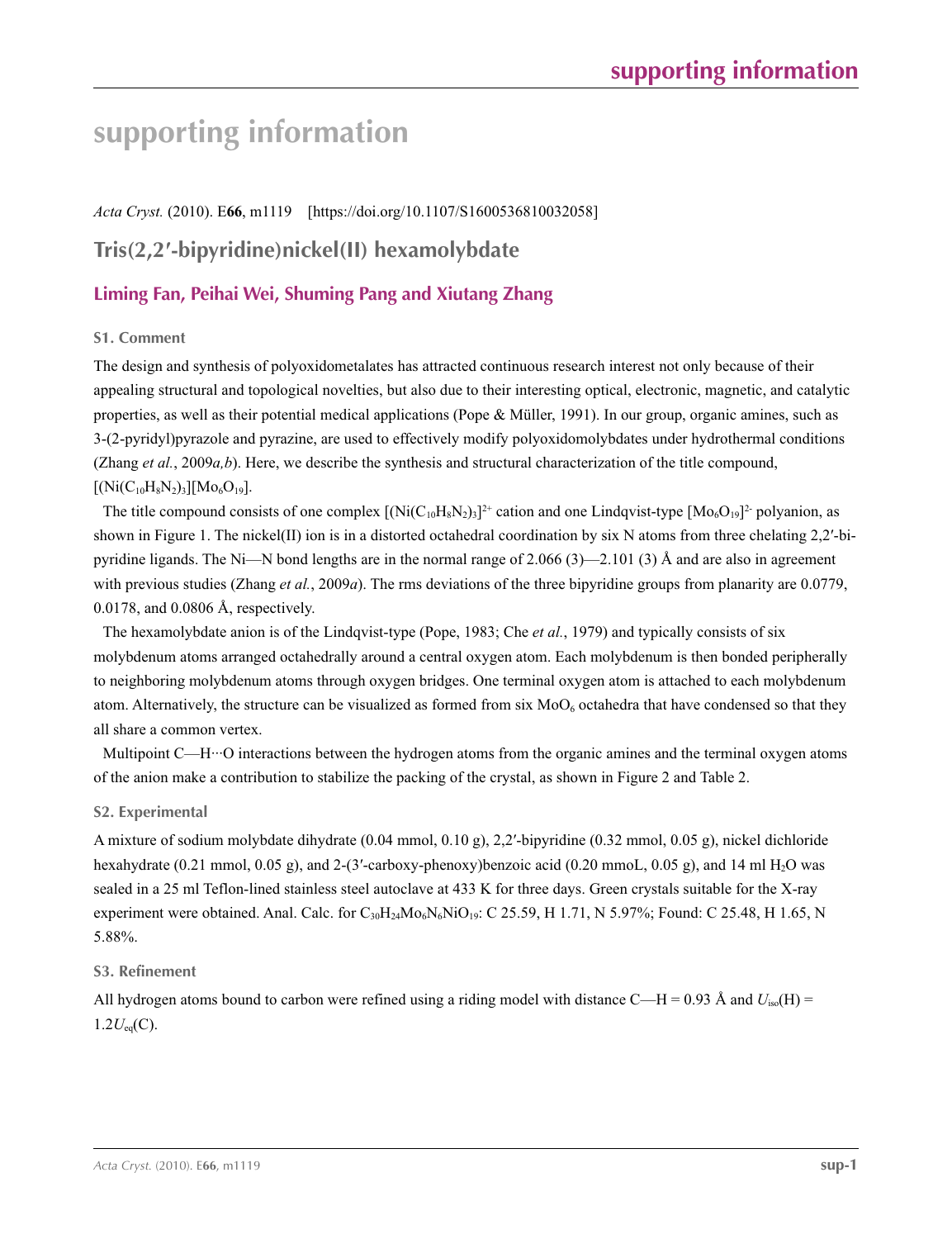# supporting information

*Acta Cryst.* (2010). E**66**, m1119 [https://doi.org/10.1107/S1600536810032058]

## Tris(2,2′-bipyridine)nickel(II) hexamolybdate

### Liming Fan, Peihai Wei, Shuming Pang and Xiutang Zhang

### S1. Comment

The design and synthesis of polyoxidometalates has attracted continuous research interest not only because of their appealing structural and topological novelties, but also due to their interesting optical, electronic, magnetic, and catalytic properties, as well as their potential medical applications (Pope & Müller, 1991). In our group, organic amines, such as 3-(2-pyridyl)pyrazole and pyrazine, are used to effectively modify polyoxidomolybdates under hydrothermal conditions (Zhang *et al.*, 2009*a,b*). Here, we describe the synthesis and structural characterization of the title compound, $[(Ni(C_{10}H_8N_2)_3][Mo_6O_{19}]$.

The title compound consists of one complex $[(Ni(C_{10}H_8N_2)_3]^{2+}$ cation and one Lindqvist-type $[Mo_6O_{19}]^{2-}$ polyanion, as shown in Figure 1. The nickel(II) ion is in a distorted octahedral coordination by six N atoms from three chelating 2,2′-bipyridine ligands. The Ni—N bond lengths are in the normal range of 2.066 (3)—2.101 (3) Å and are also in agreement with previous studies (Zhang *et al.*, 2009*a*). The rms deviations of the three bipyridine groups from planarity are 0.0779, 0.0178, and 0.0806 Å, respectively.

The hexamolybdate anion is of the Lindqvist-type (Pope, 1983; Che *et al.*, 1979) and typically consists of six molybdenum atoms arranged octahedrally around a central oxygen atom. Each molybdenum is then bonded peripherally to neighboring molybdenum atoms through oxygen bridges. One terminal oxygen atom is attached to each molybdenum atom. Alternatively, the structure can be visualized as formed from six $MoO_6$ octahedra that have condensed so that they all share a common vertex.

Multipoint C—H···O interactions between the hydrogen atoms from the organic amines and the terminal oxygen atoms of the anion make a contribution to stabilize the packing of the crystal, as shown in Figure 2 and Table 2.

### S2. Experimental

A mixture of sodium molybdate dihydrate (0.04 mmol, 0.10 g), 2,2′-bipyridine (0.32 mmol, 0.05 g), nickel dichloride hexahydrate (0.21 mmol, 0.05 g), and 2-(3′-carboxy-phenoxy)benzoic acid (0.20 mmoL, 0.05 g), and 14 ml $H_2O$ was sealed in a 25 ml Teflon-lined stainless steel autoclave at 433 K for three days. Green crystals suitable for the X-ray experiment were obtained. Anal. Calc. for $C_{30}H_{24}Mo_6N_6NiO_{19}$: C 25.59, H 1.71, N 5.97%; Found: C 25.48, H 1.65, N 5.88%.

### S3. Refinement

All hydrogen atoms bound to carbon were refined using a riding model with distance C—H = 0.93 Å and $U_{iso}(H) = 1.2U_{eq}(C)$.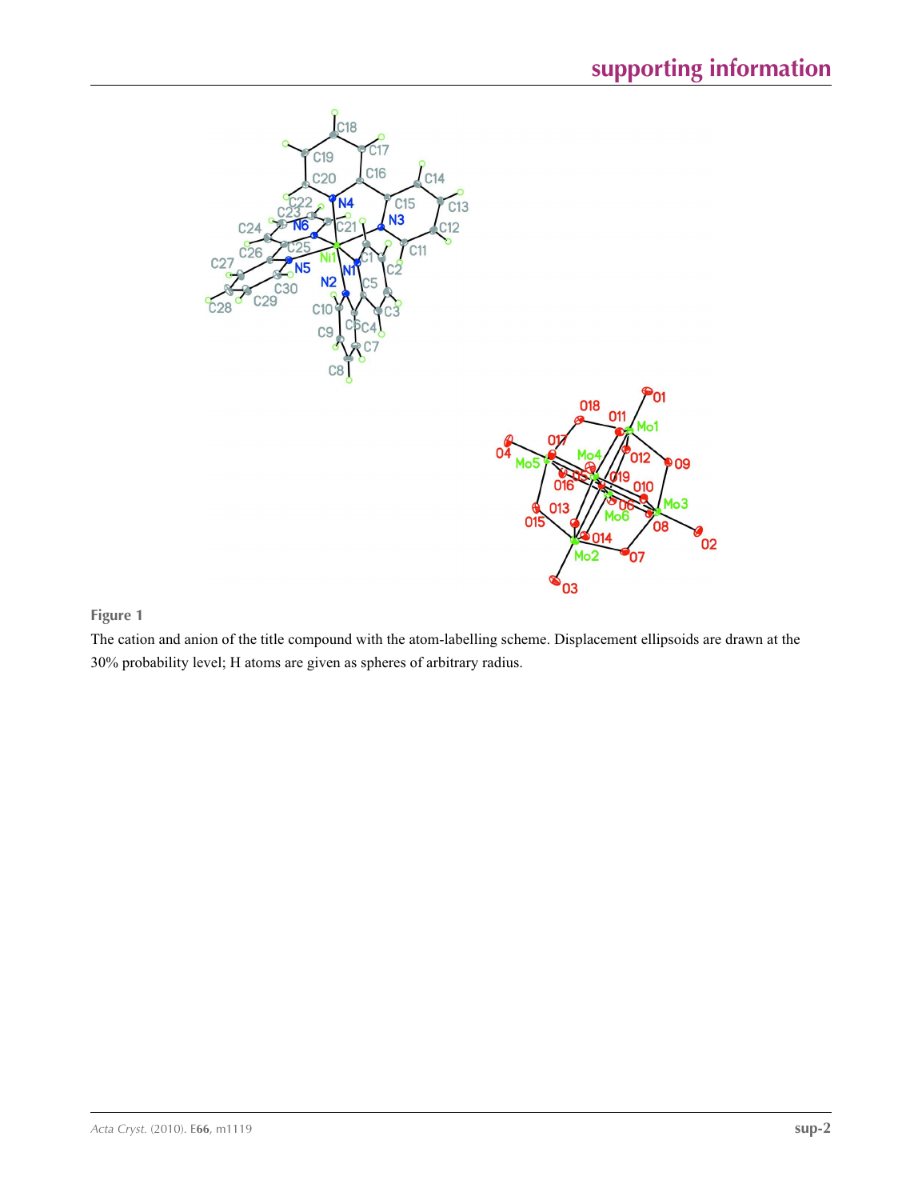**Figure 1**

The cation and anion of the title compound with the atom-labelling scheme. Displacement ellipsoids are drawn at the 30% probability level; H atoms are given as spheres of arbitrary radius.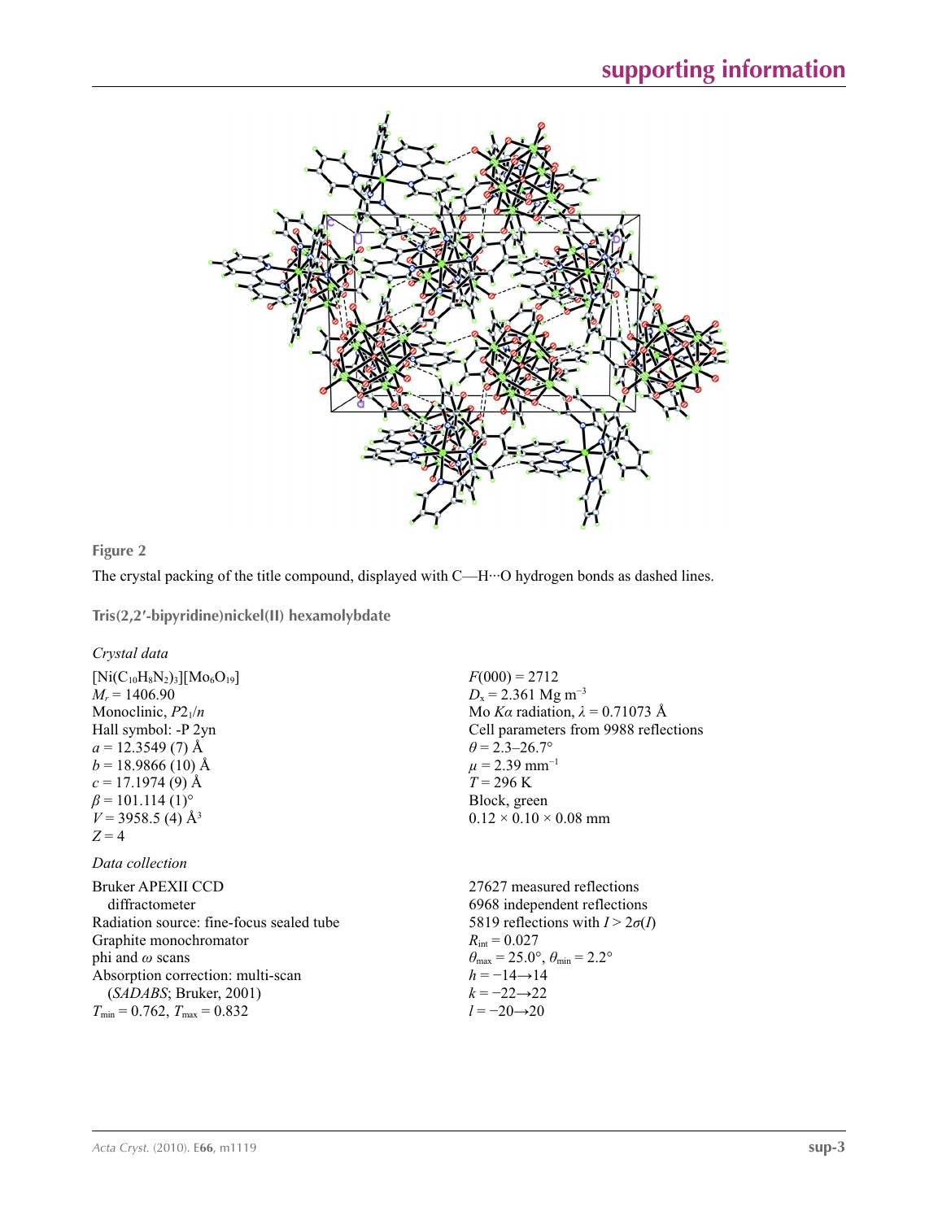**Figure 2**

The crystal packing of the title compound, displayed with C—H···O hydrogen bonds as dashed lines.

## Tris(2,2′-bipyridine)nickel(II) hexamolybdate

### *Crystal data*

$[Ni(C_{10}H_8N_2)_3][Mo_6O_{19}]$
$M_r = 1406.90$
Monoclinic, $P2_1/n$
Hall symbol: -P 2yn
$a = 12.3549$ (7) Å
$b = 18.9866$ (10) Å
$c = 17.1974$ (9) Å
$\beta = 101.114$ (1)°
$V = 3958.5$ (4) Å$^3$
$Z = 4$
$F(000) = 2712$
$D_x = 2.361$ Mg m$^{-3}$
Mo $K\alpha$ radiation, $\lambda = 0.71073$ Å
Cell parameters from 9988 reflections
$\theta = 2.3$–$26.7$°
$\mu = 2.39$ mm$^{-1}$
$T = 296$ K
Block, green
$0.12 \times 0.10 \times 0.08$ mm

### *Data collection*

Bruker APEXII CCD diffractometer
Radiation source: fine-focus sealed tube
Graphite monochromator
phi and $\omega$ scans
Absorption correction: multi-scan (*SADABS*; Bruker, 2001)
$T_{min} = 0.762$, $T_{max} = 0.832$
27627 measured reflections
6968 independent reflections
5819 reflections with $I > 2\sigma(I)$
$R_{int} = 0.027$
$\theta_{max} = 25.0$°, $\theta_{min} = 2.2$°
$h = -14 \rightarrow 14$
$k = -22 \rightarrow 22$
$l = -20 \rightarrow 20$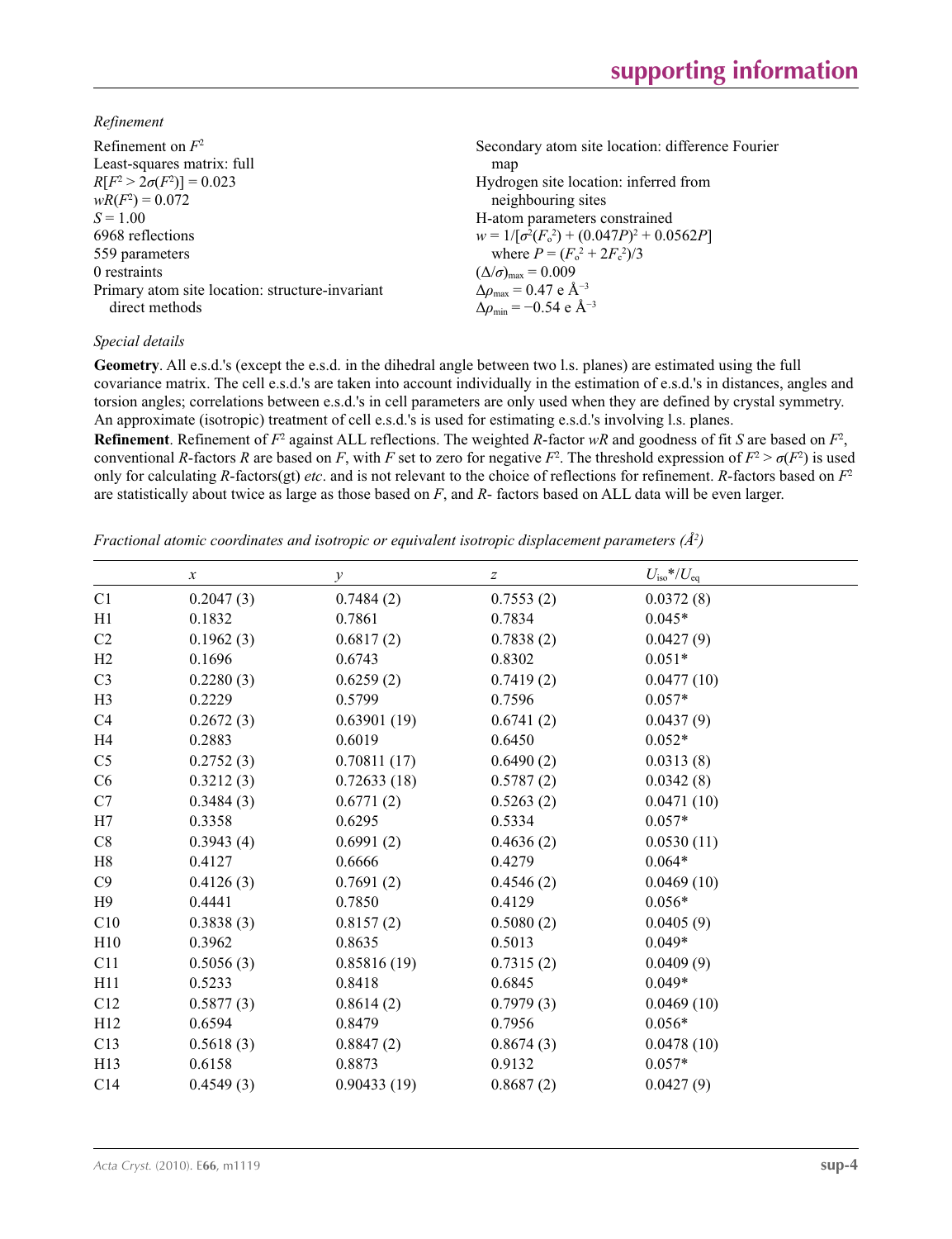*Refinement*

Refinement on $F^2$
Least-squares matrix: full
$R[F^2 > 2\sigma(F^2)] = 0.023$
$wR(F^2) = 0.072$
$S = 1.00$
6968 reflections
559 parameters
0 restraints
Primary atom site location: structure-invariant direct methods
Secondary atom site location: difference Fourier map
Hydrogen site location: inferred from neighbouring sites
H-atom parameters constrained
$w = 1/[\sigma^2(F_o^2) + (0.047P)^2 + 0.0562P]$
where $P = (F_o^2 + 2F_c^2)/3$
$(\Delta/\sigma)_{max} = 0.009$
$\Delta\rho_{max} = 0.47$ e Å$^{-3}$
$\Delta\rho_{min} = -0.54$ e Å$^{-3}$

*Special details*

**Geometry**. All e.s.d.'s (except the e.s.d. in the dihedral angle between two l.s. planes) are estimated using the full covariance matrix. The cell e.s.d.'s are taken into account individually in the estimation of e.s.d.'s in distances, angles and torsion angles; correlations between e.s.d.'s in cell parameters are only used when they are defined by crystal symmetry. An approximate (isotropic) treatment of cell e.s.d.'s is used for estimating e.s.d.'s involving l.s. planes.

**Refinement**. Refinement of $F^2$ against ALL reflections. The weighted $R$-factor $wR$ and goodness of fit $S$ are based on $F^2$, conventional $R$-factors $R$ are based on $F$, with $F$ set to zero for negative $F^2$. The threshold expression of $F^2 > \sigma(F^2)$ is used only for calculating $R$-factors(gt) *etc*. and is not relevant to the choice of reflections for refinement. $R$-factors based on $F^2$ are statistically about twice as large as those based on $F$, and $R$- factors based on ALL data will be even larger.

*Fractional atomic coordinates and isotropic or equivalent isotropic displacement parameters (Å$^2$)*

| | $x$ | $y$ | $z$ | $U_{iso}$\*/$U_{eq}$ |
|---|---|---|---|---|
| C1 | 0.2047 (3) | 0.7484 (2) | 0.7553 (2) | 0.0372 (8) |
| H1 | 0.1832 | 0.7861 | 0.7834 | 0.045* |
| C2 | 0.1962 (3) | 0.6817 (2) | 0.7838 (2) | 0.0427 (9) |
| H2 | 0.1696 | 0.6743 | 0.8302 | 0.051* |
| C3 | 0.2280 (3) | 0.6259 (2) | 0.7419 (2) | 0.0477 (10) |
| H3 | 0.2229 | 0.5799 | 0.7596 | 0.057* |
| C4 | 0.2672 (3) | 0.63901 (19) | 0.6741 (2) | 0.0437 (9) |
| H4 | 0.2883 | 0.6019 | 0.6450 | 0.052* |
| C5 | 0.2752 (3) | 0.70811 (17) | 0.6490 (2) | 0.0313 (8) |
| C6 | 0.3212 (3) | 0.72633 (18) | 0.5787 (2) | 0.0342 (8) |
| C7 | 0.3484 (3) | 0.6771 (2) | 0.5263 (2) | 0.0471 (10) |
| H7 | 0.3358 | 0.6295 | 0.5334 | 0.057* |
| C8 | 0.3943 (4) | 0.6991 (2) | 0.4636 (2) | 0.0530 (11) |
| H8 | 0.4127 | 0.6666 | 0.4279 | 0.064* |
| C9 | 0.4126 (3) | 0.7691 (2) | 0.4546 (2) | 0.0469 (10) |
| H9 | 0.4441 | 0.7850 | 0.4129 | 0.056* |
| C10 | 0.3838 (3) | 0.8157 (2) | 0.5080 (2) | 0.0405 (9) |
| H10 | 0.3962 | 0.8635 | 0.5013 | 0.049* |
| C11 | 0.5056 (3) | 0.85816 (19) | 0.7315 (2) | 0.0409 (9) |
| H11 | 0.5233 | 0.8418 | 0.6845 | 0.049* |
| C12 | 0.5877 (3) | 0.8614 (2) | 0.7979 (3) | 0.0469 (10) |
| H12 | 0.6594 | 0.8479 | 0.7956 | 0.056* |
| C13 | 0.5618 (3) | 0.8847 (2) | 0.8674 (3) | 0.0478 (10) |
| H13 | 0.6158 | 0.8873 | 0.9132 | 0.057* |
| C14 | 0.4549 (3) | 0.90433 (19) | 0.8687 (2) | 0.0427 (9) |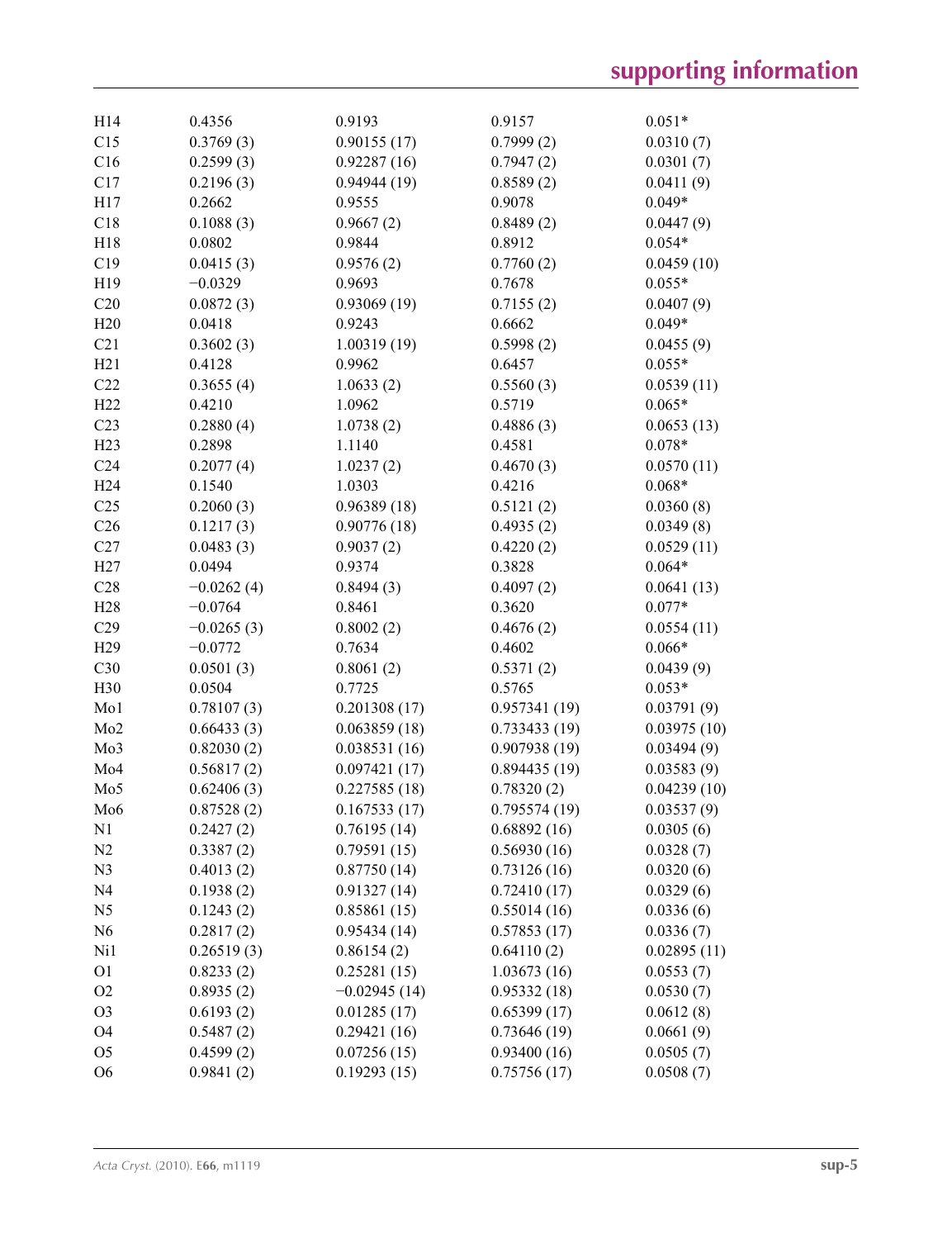| | | | | |
|---|---|---|---|---|
| H14 | 0.4356 | 0.9193 | 0.9157 | 0.051* |
| C15 | 0.3769 (3) | 0.90155 (17) | 0.7999 (2) | 0.0310 (7) |
| C16 | 0.2599 (3) | 0.92287 (16) | 0.7947 (2) | 0.0301 (7) |
| C17 | 0.2196 (3) | 0.94944 (19) | 0.8589 (2) | 0.0411 (9) |
| H17 | 0.2662 | 0.9555 | 0.9078 | 0.049* |
| C18 | 0.1088 (3) | 0.9667 (2) | 0.8489 (2) | 0.0447 (9) |
| H18 | 0.0802 | 0.9844 | 0.8912 | 0.054* |
| C19 | 0.0415 (3) | 0.9576 (2) | 0.7760 (2) | 0.0459 (10) |
| H19 | −0.0329 | 0.9693 | 0.7678 | 0.055* |
| C20 | 0.0872 (3) | 0.93069 (19) | 0.7155 (2) | 0.0407 (9) |
| H20 | 0.0418 | 0.9243 | 0.6662 | 0.049* |
| C21 | 0.3602 (3) | 1.00319 (19) | 0.5998 (2) | 0.0455 (9) |
| H21 | 0.4128 | 0.9962 | 0.6457 | 0.055* |
| C22 | 0.3655 (4) | 1.0633 (2) | 0.5560 (3) | 0.0539 (11) |
| H22 | 0.4210 | 1.0962 | 0.5719 | 0.065* |
| C23 | 0.2880 (4) | 1.0738 (2) | 0.4886 (3) | 0.0653 (13) |
| H23 | 0.2898 | 1.1140 | 0.4581 | 0.078* |
| C24 | 0.2077 (4) | 1.0237 (2) | 0.4670 (3) | 0.0570 (11) |
| H24 | 0.1540 | 1.0303 | 0.4216 | 0.068* |
| C25 | 0.2060 (3) | 0.96389 (18) | 0.5121 (2) | 0.0360 (8) |
| C26 | 0.1217 (3) | 0.90776 (18) | 0.4935 (2) | 0.0349 (8) |
| C27 | 0.0483 (3) | 0.9037 (2) | 0.4220 (2) | 0.0529 (11) |
| H27 | 0.0494 | 0.9374 | 0.3828 | 0.064* |
| C28 | −0.0262 (4) | 0.8494 (3) | 0.4097 (2) | 0.0641 (13) |
| H28 | −0.0764 | 0.8461 | 0.3620 | 0.077* |
| C29 | −0.0265 (3) | 0.8002 (2) | 0.4676 (2) | 0.0554 (11) |
| H29 | −0.0772 | 0.7634 | 0.4602 | 0.066* |
| C30 | 0.0501 (3) | 0.8061 (2) | 0.5371 (2) | 0.0439 (9) |
| H30 | 0.0504 | 0.7725 | 0.5765 | 0.053* |
| Mo1 | 0.78107 (3) | 0.201308 (17) | 0.957341 (19) | 0.03791 (9) |
| Mo2 | 0.66433 (3) | 0.063859 (18) | 0.733433 (19) | 0.03975 (10) |
| Mo3 | 0.82030 (2) | 0.038531 (16) | 0.907938 (19) | 0.03494 (9) |
| Mo4 | 0.56817 (2) | 0.097421 (17) | 0.894435 (19) | 0.03583 (9) |
| Mo5 | 0.62406 (3) | 0.227585 (18) | 0.78320 (2) | 0.04239 (10) |
| Mo6 | 0.87528 (2) | 0.167533 (17) | 0.795574 (19) | 0.03537 (9) |
| N1 | 0.2427 (2) | 0.76195 (14) | 0.68892 (16) | 0.0305 (6) |
| N2 | 0.3387 (2) | 0.79591 (15) | 0.56930 (16) | 0.0328 (7) |
| N3 | 0.4013 (2) | 0.87750 (14) | 0.73126 (16) | 0.0320 (6) |
| N4 | 0.1938 (2) | 0.91327 (14) | 0.72410 (17) | 0.0329 (6) |
| N5 | 0.1243 (2) | 0.85861 (15) | 0.55014 (16) | 0.0336 (6) |
| N6 | 0.2817 (2) | 0.95434 (14) | 0.57853 (17) | 0.0336 (7) |
| Ni1 | 0.26519 (3) | 0.86154 (2) | 0.64110 (2) | 0.02895 (11) |
| O1 | 0.8233 (2) | 0.25281 (15) | 1.03673 (16) | 0.0553 (7) |
| O2 | 0.8935 (2) | −0.02945 (14) | 0.95332 (18) | 0.0530 (7) |
| O3 | 0.6193 (2) | 0.01285 (17) | 0.65399 (17) | 0.0612 (8) |
| O4 | 0.5487 (2) | 0.29421 (16) | 0.73646 (19) | 0.0661 (9) |
| O5 | 0.4599 (2) | 0.07256 (15) | 0.93400 (16) | 0.0505 (7) |
| O6 | 0.9841 (2) | 0.19293 (15) | 0.75756 (17) | 0.0508 (7) |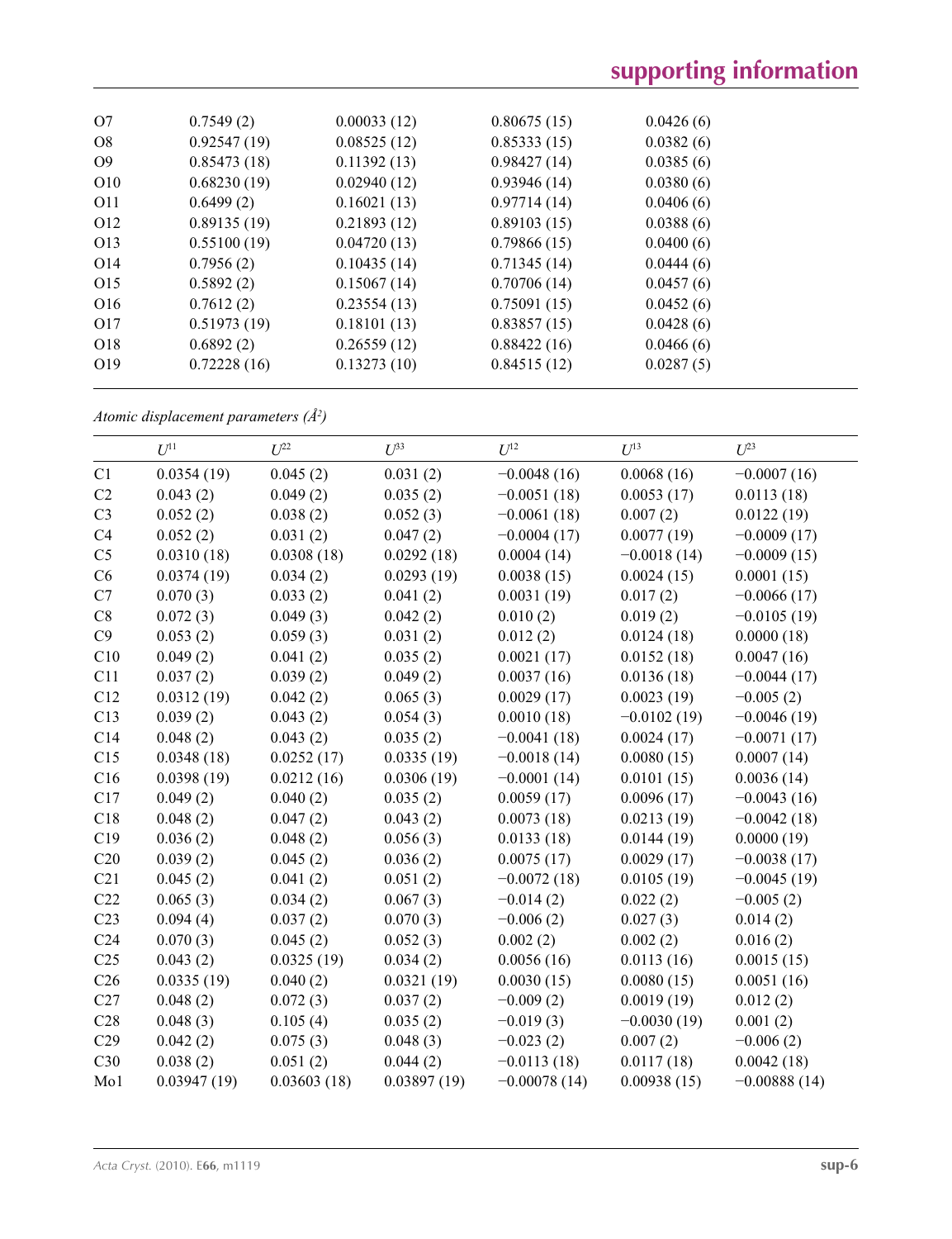| | | | | |
|---|---|---|---|---|
| O7 | 0.7549 (2) | 0.00033 (12) | 0.80675 (15) | 0.0426 (6) |
| O8 | 0.92547 (19) | 0.08525 (12) | 0.85333 (15) | 0.0382 (6) |
| O9 | 0.85473 (18) | 0.11392 (13) | 0.98427 (14) | 0.0385 (6) |
| O10 | 0.68230 (19) | 0.02940 (12) | 0.93946 (14) | 0.0380 (6) |
| O11 | 0.6499 (2) | 0.16021 (13) | 0.97714 (14) | 0.0406 (6) |
| O12 | 0.89135 (19) | 0.21893 (12) | 0.89103 (15) | 0.0388 (6) |
| O13 | 0.55100 (19) | 0.04720 (13) | 0.79866 (15) | 0.0400 (6) |
| O14 | 0.7956 (2) | 0.10435 (14) | 0.71345 (14) | 0.0444 (6) |
| O15 | 0.5892 (2) | 0.15067 (14) | 0.70706 (14) | 0.0457 (6) |
| O16 | 0.7612 (2) | 0.23554 (13) | 0.75091 (15) | 0.0452 (6) |
| O17 | 0.51973 (19) | 0.18101 (13) | 0.83857 (15) | 0.0428 (6) |
| O18 | 0.6892 (2) | 0.26559 (12) | 0.88422 (16) | 0.0466 (6) |
| O19 | 0.72228 (16) | 0.13273 (10) | 0.84515 (12) | 0.0287 (5) |

*Atomic displacement parameters (Å²)*

| | $U^{11}$ | $U^{22}$ | $U^{33}$ | $U^{12}$ | $U^{13}$ | $U^{23}$ |
|---|---|---|---|---|---|---|
| C1 | 0.0354 (19) | 0.045 (2) | 0.031 (2) | −0.0048 (16) | 0.0068 (16) | −0.0007 (16) |
| C2 | 0.043 (2) | 0.049 (2) | 0.035 (2) | −0.0051 (18) | 0.0053 (17) | 0.0113 (18) |
| C3 | 0.052 (2) | 0.038 (2) | 0.052 (3) | −0.0061 (18) | 0.007 (2) | 0.0122 (19) |
| C4 | 0.052 (2) | 0.031 (2) | 0.047 (2) | −0.0004 (17) | 0.0077 (19) | −0.0009 (17) |
| C5 | 0.0310 (18) | 0.0308 (18) | 0.0292 (18) | 0.0004 (14) | −0.0018 (14) | −0.0009 (15) |
| C6 | 0.0374 (19) | 0.034 (2) | 0.0293 (19) | 0.0038 (15) | 0.0024 (15) | 0.0001 (15) |
| C7 | 0.070 (3) | 0.033 (2) | 0.041 (2) | 0.0031 (19) | 0.017 (2) | −0.0066 (17) |
| C8 | 0.072 (3) | 0.049 (3) | 0.042 (2) | 0.010 (2) | 0.019 (2) | −0.0105 (19) |
| C9 | 0.053 (2) | 0.059 (3) | 0.031 (2) | 0.012 (2) | 0.0124 (18) | 0.0000 (18) |
| C10 | 0.049 (2) | 0.041 (2) | 0.035 (2) | 0.0021 (17) | 0.0152 (18) | 0.0047 (16) |
| C11 | 0.037 (2) | 0.039 (2) | 0.049 (2) | 0.0037 (16) | 0.0136 (18) | −0.0044 (17) |
| C12 | 0.0312 (19) | 0.042 (2) | 0.065 (3) | 0.0029 (17) | 0.0023 (19) | −0.005 (2) |
| C13 | 0.039 (2) | 0.043 (2) | 0.054 (3) | 0.0010 (18) | −0.0102 (19) | −0.0046 (19) |
| C14 | 0.048 (2) | 0.043 (2) | 0.035 (2) | −0.0041 (18) | 0.0024 (17) | −0.0071 (17) |
| C15 | 0.0348 (18) | 0.0252 (17) | 0.0335 (19) | −0.0018 (14) | 0.0080 (15) | 0.0007 (14) |
| C16 | 0.0398 (19) | 0.0212 (16) | 0.0306 (19) | −0.0001 (14) | 0.0101 (15) | 0.0036 (14) |
| C17 | 0.049 (2) | 0.040 (2) | 0.035 (2) | 0.0059 (17) | 0.0096 (17) | −0.0043 (16) |
| C18 | 0.048 (2) | 0.047 (2) | 0.043 (2) | 0.0073 (18) | 0.0213 (19) | −0.0042 (18) |
| C19 | 0.036 (2) | 0.048 (2) | 0.056 (3) | 0.0133 (18) | 0.0144 (19) | 0.0000 (19) |
| C20 | 0.039 (2) | 0.045 (2) | 0.036 (2) | 0.0075 (17) | 0.0029 (17) | −0.0038 (17) |
| C21 | 0.045 (2) | 0.041 (2) | 0.051 (2) | −0.0072 (18) | 0.0105 (19) | −0.0045 (19) |
| C22 | 0.065 (3) | 0.034 (2) | 0.067 (3) | −0.014 (2) | 0.022 (2) | −0.005 (2) |
| C23 | 0.094 (4) | 0.037 (2) | 0.070 (3) | −0.006 (2) | 0.027 (3) | 0.014 (2) |
| C24 | 0.070 (3) | 0.045 (2) | 0.052 (3) | 0.002 (2) | 0.002 (2) | 0.016 (2) |
| C25 | 0.043 (2) | 0.0325 (19) | 0.034 (2) | 0.0056 (16) | 0.0113 (16) | 0.0015 (15) |
| C26 | 0.0335 (19) | 0.040 (2) | 0.0321 (19) | 0.0030 (15) | 0.0080 (15) | 0.0051 (16) |
| C27 | 0.048 (2) | 0.072 (3) | 0.037 (2) | −0.009 (2) | 0.0019 (19) | 0.012 (2) |
| C28 | 0.048 (3) | 0.105 (4) | 0.035 (2) | −0.019 (3) | −0.0030 (19) | 0.001 (2) |
| C29 | 0.042 (2) | 0.075 (3) | 0.048 (3) | −0.023 (2) | 0.007 (2) | −0.006 (2) |
| C30 | 0.038 (2) | 0.051 (2) | 0.044 (2) | −0.0113 (18) | 0.0117 (18) | 0.0042 (18) |
| Mo1 | 0.03947 (19) | 0.03603 (18) | 0.03897 (19) | −0.00078 (14) | 0.00938 (15) | −0.00888 (14) |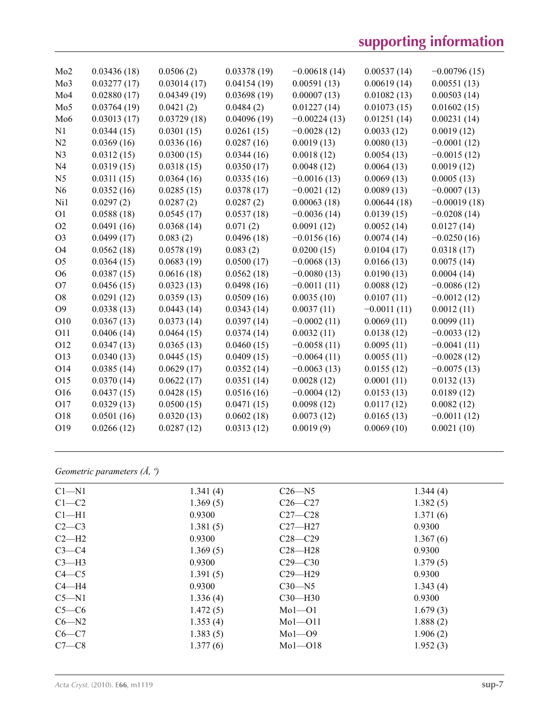| | | | | | | |
|---|---|---|---|---|---|---|
| Mo2 | 0.03436 (18) | 0.0506 (2) | 0.03378 (19) | −0.00618 (14) | 0.00537 (14) | −0.00796 (15) |
| Mo3 | 0.03277 (17) | 0.03014 (17) | 0.04154 (19) | 0.00591 (13) | 0.00619 (14) | 0.00551 (13) |
| Mo4 | 0.02880 (17) | 0.04349 (19) | 0.03698 (19) | 0.00007 (13) | 0.01082 (13) | 0.00503 (14) |
| Mo5 | 0.03764 (19) | 0.0421 (2) | 0.0484 (2) | 0.01227 (14) | 0.01073 (15) | 0.01602 (15) |
| Mo6 | 0.03013 (17) | 0.03729 (18) | 0.04096 (19) | −0.00224 (13) | 0.01251 (14) | 0.00231 (14) |
| N1 | 0.0344 (15) | 0.0301 (15) | 0.0261 (15) | −0.0028 (12) | 0.0033 (12) | 0.0019 (12) |
| N2 | 0.0369 (16) | 0.0336 (16) | 0.0287 (16) | 0.0019 (13) | 0.0080 (13) | −0.0001 (12) |
| N3 | 0.0312 (15) | 0.0300 (15) | 0.0344 (16) | 0.0018 (12) | 0.0054 (13) | −0.0015 (12) |
| N4 | 0.0319 (15) | 0.0318 (15) | 0.0350 (17) | 0.0048 (12) | 0.0064 (13) | 0.0019 (12) |
| N5 | 0.0311 (15) | 0.0364 (16) | 0.0335 (16) | −0.0016 (13) | 0.0069 (13) | 0.0005 (13) |
| N6 | 0.0352 (16) | 0.0285 (15) | 0.0378 (17) | −0.0021 (12) | 0.0089 (13) | −0.0007 (13) |
| Ni1 | 0.0297 (2) | 0.0287 (2) | 0.0287 (2) | 0.00063 (18) | 0.00644 (18) | −0.00019 (18) |
| O1 | 0.0588 (18) | 0.0545 (17) | 0.0537 (18) | −0.0036 (14) | 0.0139 (15) | −0.0208 (14) |
| O2 | 0.0491 (16) | 0.0368 (14) | 0.071 (2) | 0.0091 (12) | 0.0052 (14) | 0.0127 (14) |
| O3 | 0.0499 (17) | 0.083 (2) | 0.0496 (18) | −0.0156 (16) | 0.0074 (14) | −0.0250 (16) |
| O4 | 0.0562 (18) | 0.0578 (19) | 0.083 (2) | 0.0200 (15) | 0.0104 (17) | 0.0318 (17) |
| O5 | 0.0364 (15) | 0.0683 (19) | 0.0500 (17) | −0.0068 (13) | 0.0166 (13) | 0.0075 (14) |
| O6 | 0.0387 (15) | 0.0616 (18) | 0.0562 (18) | −0.0080 (13) | 0.0190 (13) | 0.0004 (14) |
| O7 | 0.0456 (15) | 0.0323 (13) | 0.0498 (16) | −0.0011 (11) | 0.0088 (12) | −0.0086 (12) |
| O8 | 0.0291 (12) | 0.0359 (13) | 0.0509 (16) | 0.0035 (10) | 0.0107 (11) | −0.0012 (12) |
| O9 | 0.0338 (13) | 0.0443 (14) | 0.0343 (14) | 0.0037 (11) | −0.0011 (11) | 0.0012 (11) |
| O10 | 0.0367 (13) | 0.0373 (14) | 0.0397 (14) | −0.0002 (11) | 0.0069 (11) | 0.0099 (11) |
| O11 | 0.0406 (14) | 0.0464 (15) | 0.0374 (14) | 0.0032 (11) | 0.0138 (12) | −0.0033 (12) |
| O12 | 0.0347 (13) | 0.0365 (13) | 0.0460 (15) | −0.0058 (11) | 0.0095 (11) | −0.0041 (11) |
| O13 | 0.0340 (13) | 0.0445 (15) | 0.0409 (15) | −0.0064 (11) | 0.0055 (11) | −0.0028 (12) |
| O14 | 0.0385 (14) | 0.0629 (17) | 0.0352 (14) | −0.0063 (13) | 0.0155 (12) | −0.0075 (13) |
| O15 | 0.0370 (14) | 0.0622 (17) | 0.0351 (14) | 0.0028 (12) | 0.0001 (11) | 0.0132 (13) |
| O16 | 0.0437 (15) | 0.0428 (15) | 0.0516 (16) | −0.0004 (12) | 0.0153 (13) | 0.0189 (12) |
| O17 | 0.0329 (13) | 0.0500 (15) | 0.0471 (15) | 0.0098 (12) | 0.0117 (12) | 0.0082 (12) |
| O18 | 0.0501 (16) | 0.0320 (13) | 0.0602 (18) | 0.0073 (12) | 0.0165 (13) | −0.0011 (12) |
| O19 | 0.0266 (12) | 0.0287 (12) | 0.0313 (12) | 0.0019 (9) | 0.0069 (10) | 0.0021 (10) |

*Geometric parameters (Å, º)*

| | | | |
|---|---|---|---|
| C1—N1 | 1.341 (4) | C26—N5 | 1.344 (4) |
| C1—C2 | 1.369 (5) | C26—C27 | 1.382 (5) |
| C1—H1 | 0.9300 | C27—C28 | 1.371 (6) |
| C2—C3 | 1.381 (5) | C27—H27 | 0.9300 |
| C2—H2 | 0.9300 | C28—C29 | 1.367 (6) |
| C3—C4 | 1.369 (5) | C28—H28 | 0.9300 |
| C3—H3 | 0.9300 | C29—C30 | 1.379 (5) |
| C4—C5 | 1.391 (5) | C29—H29 | 0.9300 |
| C4—H4 | 0.9300 | C30—N5 | 1.343 (4) |
| C5—N1 | 1.336 (4) | C30—H30 | 0.9300 |
| C5—C6 | 1.472 (5) | Mo1—O1 | 1.679 (3) |
| C6—N2 | 1.353 (4) | Mo1—O11 | 1.888 (2) |
| C6—C7 | 1.383 (5) | Mo1—O9 | 1.906 (2) |
| C7—C8 | 1.377 (6) | Mo1—O18 | 1.952 (3) |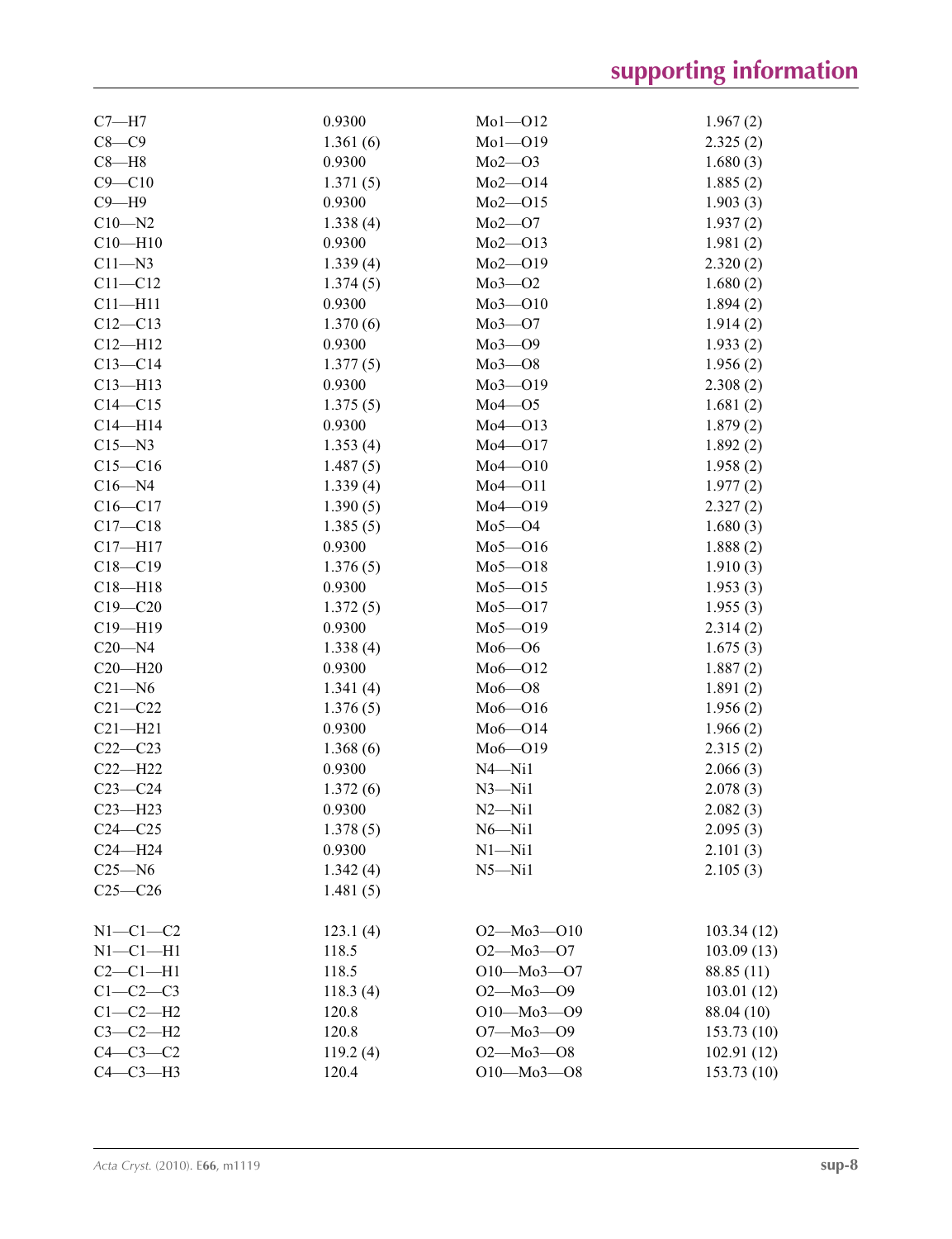| | | | |
|---|---|---|---|
| C7—H7 | 0.9300 | Mo1—O12 | 1.967 (2) |
| C8—C9 | 1.361 (6) | Mo1—O19 | 2.325 (2) |
| C8—H8 | 0.9300 | Mo2—O3 | 1.680 (3) |
| C9—C10 | 1.371 (5) | Mo2—O14 | 1.885 (2) |
| C9—H9 | 0.9300 | Mo2—O15 | 1.903 (3) |
| C10—N2 | 1.338 (4) | Mo2—O7 | 1.937 (2) |
| C10—H10 | 0.9300 | Mo2—O13 | 1.981 (2) |
| C11—N3 | 1.339 (4) | Mo2—O19 | 2.320 (2) |
| C11—C12 | 1.374 (5) | Mo3—O2 | 1.680 (2) |
| C11—H11 | 0.9300 | Mo3—O10 | 1.894 (2) |
| C12—C13 | 1.370 (6) | Mo3—O7 | 1.914 (2) |
| C12—H12 | 0.9300 | Mo3—O9 | 1.933 (2) |
| C13—C14 | 1.377 (5) | Mo3—O8 | 1.956 (2) |
| C13—H13 | 0.9300 | Mo3—O19 | 2.308 (2) |
| C14—C15 | 1.375 (5) | Mo4—O5 | 1.681 (2) |
| C14—H14 | 0.9300 | Mo4—O13 | 1.879 (2) |
| C15—N3 | 1.353 (4) | Mo4—O17 | 1.892 (2) |
| C15—C16 | 1.487 (5) | Mo4—O10 | 1.958 (2) |
| C16—N4 | 1.339 (4) | Mo4—O11 | 1.977 (2) |
| C16—C17 | 1.390 (5) | Mo4—O19 | 2.327 (2) |
| C17—C18 | 1.385 (5) | Mo5—O4 | 1.680 (3) |
| C17—H17 | 0.9300 | Mo5—O16 | 1.888 (2) |
| C18—C19 | 1.376 (5) | Mo5—O18 | 1.910 (3) |
| C18—H18 | 0.9300 | Mo5—O15 | 1.953 (3) |
| C19—C20 | 1.372 (5) | Mo5—O17 | 1.955 (3) |
| C19—H19 | 0.9300 | Mo5—O19 | 2.314 (2) |
| C20—N4 | 1.338 (4) | Mo6—O6 | 1.675 (3) |
| C20—H20 | 0.9300 | Mo6—O12 | 1.887 (2) |
| C21—N6 | 1.341 (4) | Mo6—O8 | 1.891 (2) |
| C21—C22 | 1.376 (5) | Mo6—O16 | 1.956 (2) |
| C21—H21 | 0.9300 | Mo6—O14 | 1.966 (2) |
| C22—C23 | 1.368 (6) | Mo6—O19 | 2.315 (2) |
| C22—H22 | 0.9300 | N4—Ni1 | 2.066 (3) |
| C23—C24 | 1.372 (6) | N3—Ni1 | 2.078 (3) |
| C23—H23 | 0.9300 | N2—Ni1 | 2.082 (3) |
| C24—C25 | 1.378 (5) | N6—Ni1 | 2.095 (3) |
| C24—H24 | 0.9300 | N1—Ni1 | 2.101 (3) |
| C25—N6 | 1.342 (4) | N5—Ni1 | 2.105 (3) |
| C25—C26 | 1.481 (5) | | |

| | | | |
|---|---|---|---|
| N1—C1—C2 | 123.1 (4) | O2—Mo3—O10 | 103.34 (12) |
| N1—C1—H1 | 118.5 | O2—Mo3—O7 | 103.09 (13) |
| C2—C1—H1 | 118.5 | O10—Mo3—O7 | 88.85 (11) |
| C1—C2—C3 | 118.3 (4) | O2—Mo3—O9 | 103.01 (12) |
| C1—C2—H2 | 120.8 | O10—Mo3—O9 | 88.04 (10) |
| C3—C2—H2 | 120.8 | O7—Mo3—O9 | 153.73 (10) |
| C4—C3—C2 | 119.2 (4) | O2—Mo3—O8 | 102.91 (12) |
| C4—C3—H3 | 120.4 | O10—Mo3—O8 | 153.73 (10) |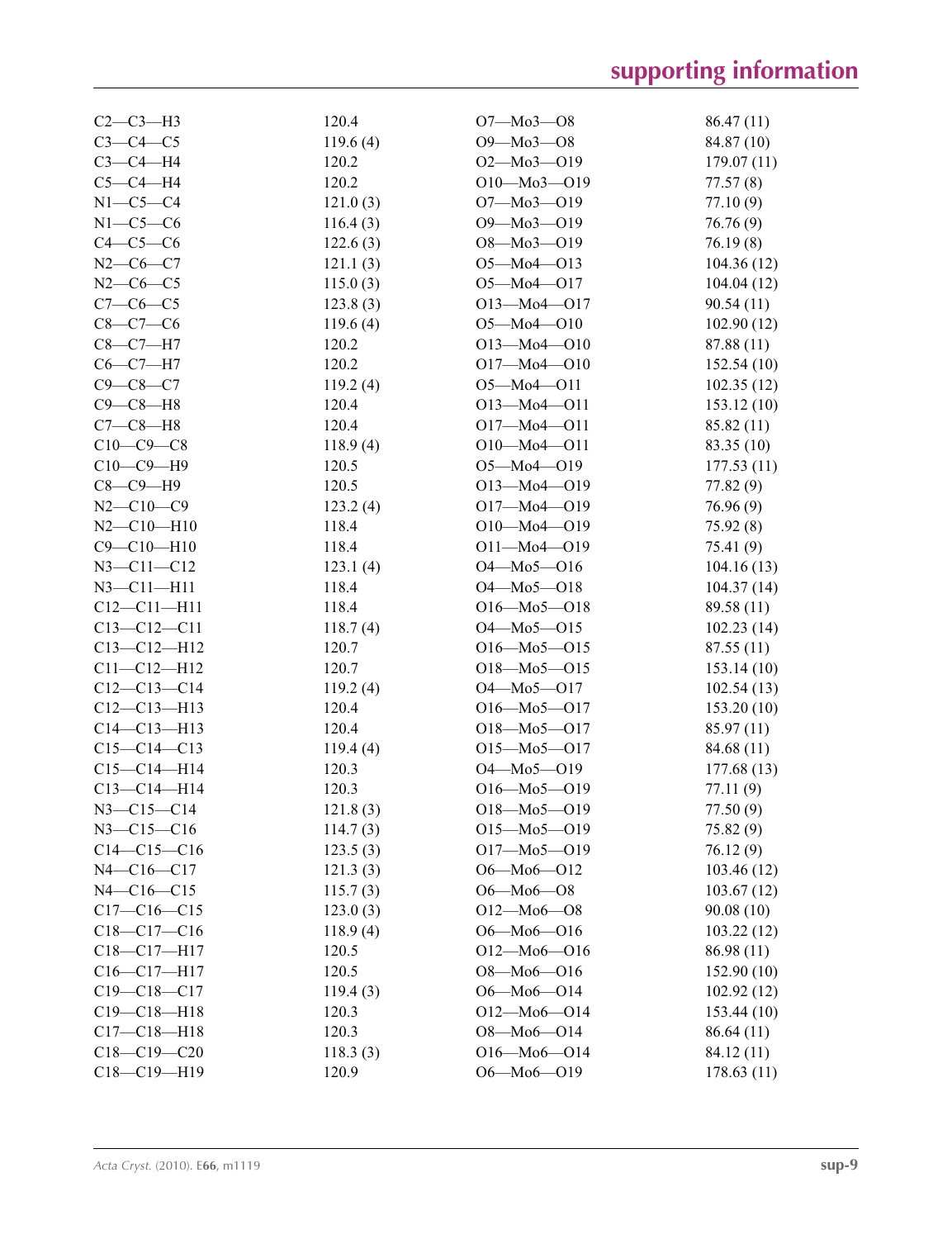| | | | |
|---|---|---|---|
| C2—C3—H3 | 120.4 | O7—Mo3—O8 | 86.47 (11) |
| C3—C4—C5 | 119.6 (4) | O9—Mo3—O8 | 84.87 (10) |
| C3—C4—H4 | 120.2 | O2—Mo3—O19 | 179.07 (11) |
| C5—C4—H4 | 120.2 | O10—Mo3—O19 | 77.57 (8) |
| N1—C5—C4 | 121.0 (3) | O7—Mo3—O19 | 77.10 (9) |
| N1—C5—C6 | 116.4 (3) | O9—Mo3—O19 | 76.76 (9) |
| C4—C5—C6 | 122.6 (3) | O8—Mo3—O19 | 76.19 (8) |
| N2—C6—C7 | 121.1 (3) | O5—Mo4—O13 | 104.36 (12) |
| N2—C6—C5 | 115.0 (3) | O5—Mo4—O17 | 104.04 (12) |
| C7—C6—C5 | 123.8 (3) | O13—Mo4—O17 | 90.54 (11) |
| C8—C7—C6 | 119.6 (4) | O5—Mo4—O10 | 102.90 (12) |
| C8—C7—H7 | 120.2 | O13—Mo4—O10 | 87.88 (11) |
| C6—C7—H7 | 120.2 | O17—Mo4—O10 | 152.54 (10) |
| C9—C8—C7 | 119.2 (4) | O5—Mo4—O11 | 102.35 (12) |
| C9—C8—H8 | 120.4 | O13—Mo4—O11 | 153.12 (10) |
| C7—C8—H8 | 120.4 | O17—Mo4—O11 | 85.82 (11) |
| C10—C9—C8 | 118.9 (4) | O10—Mo4—O11 | 83.35 (10) |
| C10—C9—H9 | 120.5 | O5—Mo4—O19 | 177.53 (11) |
| C8—C9—H9 | 120.5 | O13—Mo4—O19 | 77.82 (9) |
| N2—C10—C9 | 123.2 (4) | O17—Mo4—O19 | 76.96 (9) |
| N2—C10—H10 | 118.4 | O10—Mo4—O19 | 75.92 (8) |
| C9—C10—H10 | 118.4 | O11—Mo4—O19 | 75.41 (9) |
| N3—C11—C12 | 123.1 (4) | O4—Mo5—O16 | 104.16 (13) |
| N3—C11—H11 | 118.4 | O4—Mo5—O18 | 104.37 (14) |
| C12—C11—H11 | 118.4 | O16—Mo5—O18 | 89.58 (11) |
| C13—C12—C11 | 118.7 (4) | O4—Mo5—O15 | 102.23 (14) |
| C13—C12—H12 | 120.7 | O16—Mo5—O15 | 87.55 (11) |
| C11—C12—H12 | 120.7 | O18—Mo5—O15 | 153.14 (10) |
| C12—C13—C14 | 119.2 (4) | O4—Mo5—O17 | 102.54 (13) |
| C12—C13—H13 | 120.4 | O16—Mo5—O17 | 153.20 (10) |
| C14—C13—H13 | 120.4 | O18—Mo5—O17 | 85.97 (11) |
| C15—C14—C13 | 119.4 (4) | O15—Mo5—O17 | 84.68 (11) |
| C15—C14—H14 | 120.3 | O4—Mo5—O19 | 177.68 (13) |
| C13—C14—H14 | 120.3 | O16—Mo5—O19 | 77.11 (9) |
| N3—C15—C14 | 121.8 (3) | O18—Mo5—O19 | 77.50 (9) |
| N3—C15—C16 | 114.7 (3) | O15—Mo5—O19 | 75.82 (9) |
| C14—C15—C16 | 123.5 (3) | O17—Mo5—O19 | 76.12 (9) |
| N4—C16—C17 | 121.3 (3) | O6—Mo6—O12 | 103.46 (12) |
| N4—C16—C15 | 115.7 (3) | O6—Mo6—O8 | 103.67 (12) |
| C17—C16—C15 | 123.0 (3) | O12—Mo6—O8 | 90.08 (10) |
| C18—C17—C16 | 118.9 (4) | O6—Mo6—O16 | 103.22 (12) |
| C18—C17—H17 | 120.5 | O12—Mo6—O16 | 86.98 (11) |
| C16—C17—H17 | 120.5 | O8—Mo6—O16 | 152.90 (10) |
| C19—C18—C17 | 119.4 (3) | O6—Mo6—O14 | 102.92 (12) |
| C19—C18—H18 | 120.3 | O12—Mo6—O14 | 153.44 (10) |
| C17—C18—H18 | 120.3 | O8—Mo6—O14 | 86.64 (11) |
| C18—C19—C20 | 118.3 (3) | O16—Mo6—O14 | 84.12 (11) |
| C18—C19—H19 | 120.9 | O6—Mo6—O19 | 178.63 (11) |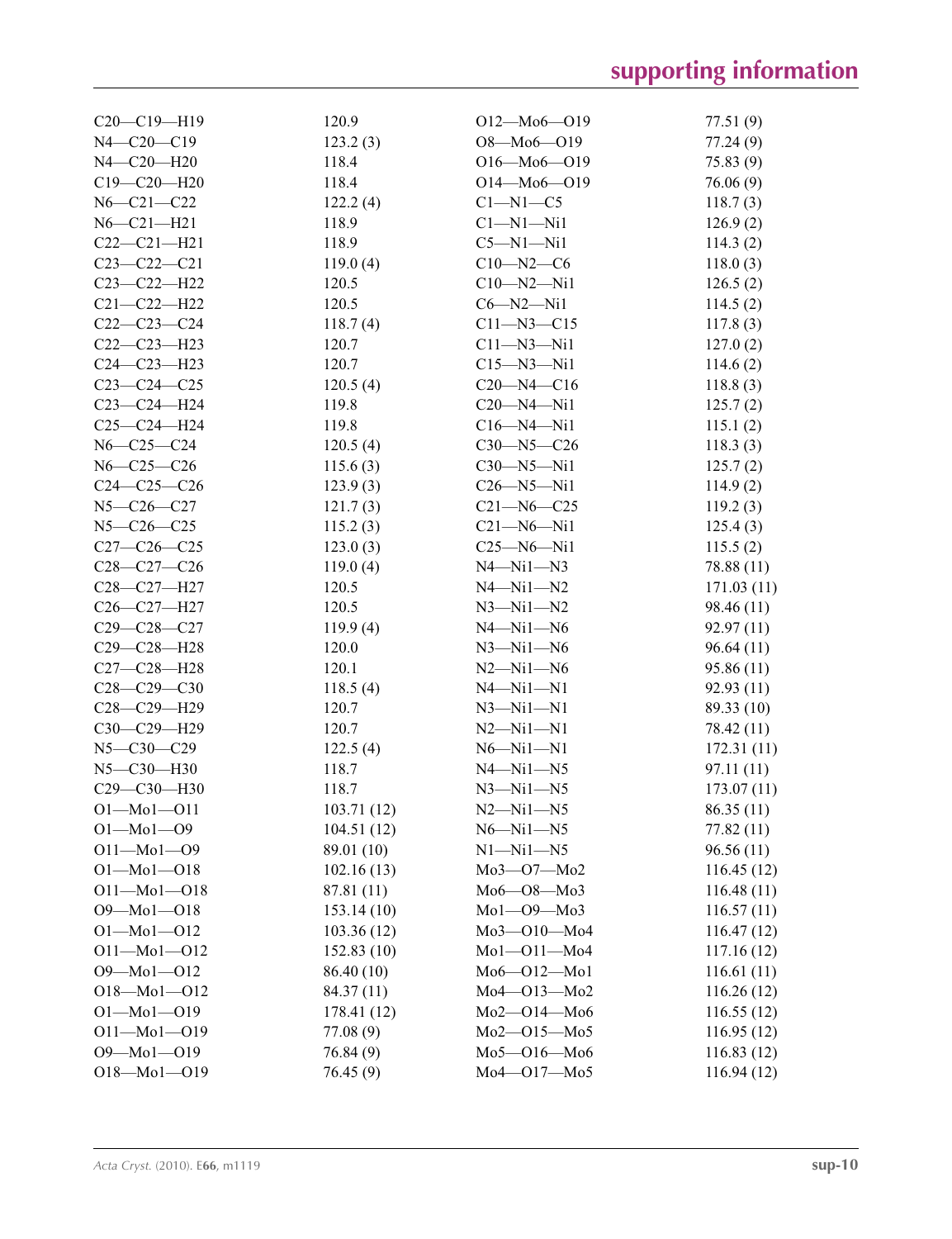| | | | |
|---|---|---|---|
| C20—C19—H19 | 120.9 | O12—Mo6—O19 | 77.51 (9) |
| N4—C20—C19 | 123.2 (3) | O8—Mo6—O19 | 77.24 (9) |
| N4—C20—H20 | 118.4 | O16—Mo6—O19 | 75.83 (9) |
| C19—C20—H20 | 118.4 | O14—Mo6—O19 | 76.06 (9) |
| N6—C21—C22 | 122.2 (4) | C1—N1—C5 | 118.7 (3) |
| N6—C21—H21 | 118.9 | C1—N1—Ni1 | 126.9 (2) |
| C22—C21—H21 | 118.9 | C5—N1—Ni1 | 114.3 (2) |
| C23—C22—C21 | 119.0 (4) | C10—N2—C6 | 118.0 (3) |
| C23—C22—H22 | 120.5 | C10—N2—Ni1 | 126.5 (2) |
| C21—C22—H22 | 120.5 | C6—N2—Ni1 | 114.5 (2) |
| C22—C23—C24 | 118.7 (4) | C11—N3—C15 | 117.8 (3) |
| C22—C23—H23 | 120.7 | C11—N3—Ni1 | 127.0 (2) |
| C24—C23—H23 | 120.7 | C15—N3—Ni1 | 114.6 (2) |
| C23—C24—C25 | 120.5 (4) | C20—N4—C16 | 118.8 (3) |
| C23—C24—H24 | 119.8 | C20—N4—Ni1 | 125.7 (2) |
| C25—C24—H24 | 119.8 | C16—N4—Ni1 | 115.1 (2) |
| N6—C25—C24 | 120.5 (4) | C30—N5—C26 | 118.3 (3) |
| N6—C25—C26 | 115.6 (3) | C30—N5—Ni1 | 125.7 (2) |
| C24—C25—C26 | 123.9 (3) | C26—N5—Ni1 | 114.9 (2) |
| N5—C26—C27 | 121.7 (3) | C21—N6—C25 | 119.2 (3) |
| N5—C26—C25 | 115.2 (3) | C21—N6—Ni1 | 125.4 (3) |
| C27—C26—C25 | 123.0 (3) | C25—N6—Ni1 | 115.5 (2) |
| C28—C27—C26 | 119.0 (4) | N4—Ni1—N3 | 78.88 (11) |
| C28—C27—H27 | 120.5 | N4—Ni1—N2 | 171.03 (11) |
| C26—C27—H27 | 120.5 | N3—Ni1—N2 | 98.46 (11) |
| C29—C28—C27 | 119.9 (4) | N4—Ni1—N6 | 92.97 (11) |
| C29—C28—H28 | 120.0 | N3—Ni1—N6 | 96.64 (11) |
| C27—C28—H28 | 120.1 | N2—Ni1—N6 | 95.86 (11) |
| C28—C29—C30 | 118.5 (4) | N4—Ni1—N1 | 92.93 (11) |
| C28—C29—H29 | 120.7 | N3—Ni1—N1 | 89.33 (10) |
| C30—C29—H29 | 120.7 | N2—Ni1—N1 | 78.42 (11) |
| N5—C30—C29 | 122.5 (4) | N6—Ni1—N1 | 172.31 (11) |
| N5—C30—H30 | 118.7 | N4—Ni1—N5 | 97.11 (11) |
| C29—C30—H30 | 118.7 | N3—Ni1—N5 | 173.07 (11) |
| O1—Mo1—O11 | 103.71 (12) | N2—Ni1—N5 | 86.35 (11) |
| O1—Mo1—O9 | 104.51 (12) | N6—Ni1—N5 | 77.82 (11) |
| O11—Mo1—O9 | 89.01 (10) | N1—Ni1—N5 | 96.56 (11) |
| O1—Mo1—O18 | 102.16 (13) | Mo3—O7—Mo2 | 116.45 (12) |
| O11—Mo1—O18 | 87.81 (11) | Mo6—O8—Mo3 | 116.48 (11) |
| O9—Mo1—O18 | 153.14 (10) | Mo1—O9—Mo3 | 116.57 (11) |
| O1—Mo1—O12 | 103.36 (12) | Mo3—O10—Mo4 | 116.47 (12) |
| O11—Mo1—O12 | 152.83 (10) | Mo1—O11—Mo4 | 117.16 (12) |
| O9—Mo1—O12 | 86.40 (10) | Mo6—O12—Mo1 | 116.61 (11) |
| O18—Mo1—O12 | 84.37 (11) | Mo4—O13—Mo2 | 116.26 (12) |
| O1—Mo1—O19 | 178.41 (12) | Mo2—O14—Mo6 | 116.55 (12) |
| O11—Mo1—O19 | 77.08 (9) | Mo2—O15—Mo5 | 116.95 (12) |
| O9—Mo1—O19 | 76.84 (9) | Mo5—O16—Mo6 | 116.83 (12) |
| O18—Mo1—O19 | 76.45 (9) | Mo4—O17—Mo5 | 116.94 (12) |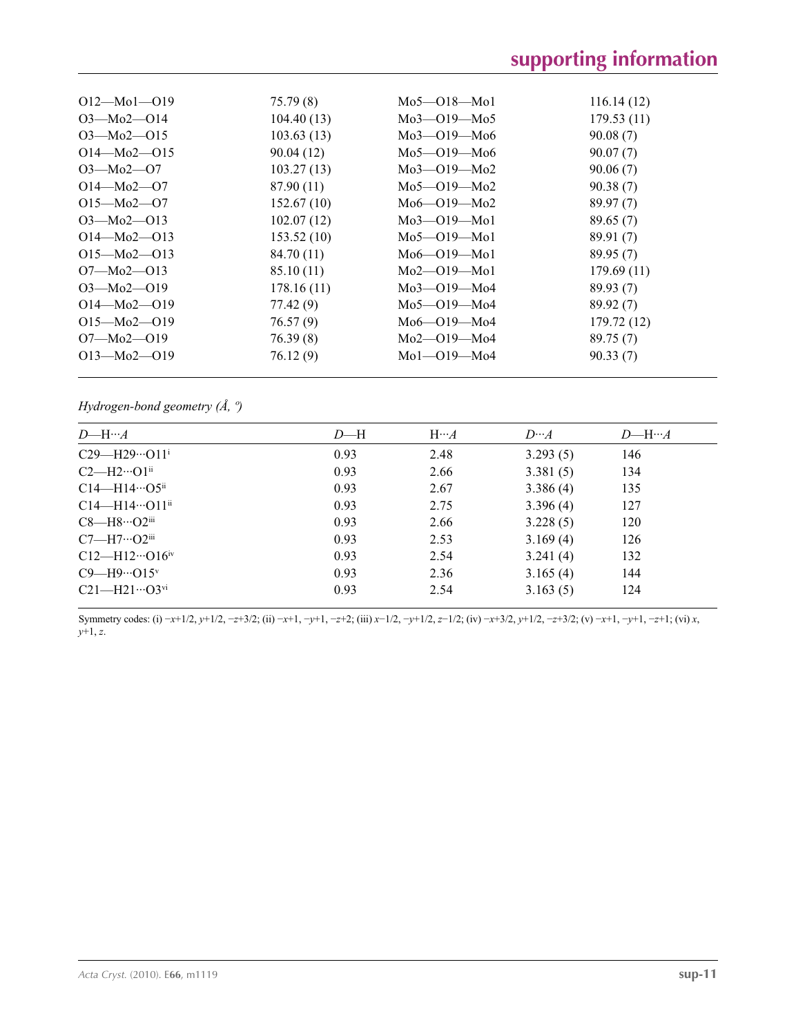| | | | |
|---|---|---|---|
| O12—Mo1—O19 | 75.79 (8) | Mo5—O18—Mo1 | 116.14 (12) |
| O3—Mo2—O14 | 104.40 (13) | Mo3—O19—Mo5 | 179.53 (11) |
| O3—Mo2—O15 | 103.63 (13) | Mo3—O19—Mo6 | 90.08 (7) |
| O14—Mo2—O15 | 90.04 (12) | Mo5—O19—Mo6 | 90.07 (7) |
| O3—Mo2—O7 | 103.27 (13) | Mo3—O19—Mo2 | 90.06 (7) |
| O14—Mo2—O7 | 87.90 (11) | Mo5—O19—Mo2 | 90.38 (7) |
| O15—Mo2—O7 | 152.67 (10) | Mo6—O19—Mo2 | 89.97 (7) |
| O3—Mo2—O13 | 102.07 (12) | Mo3—O19—Mo1 | 89.65 (7) |
| O14—Mo2—O13 | 153.52 (10) | Mo5—O19—Mo1 | 89.91 (7) |
| O15—Mo2—O13 | 84.70 (11) | Mo6—O19—Mo1 | 89.95 (7) |
| O7—Mo2—O13 | 85.10 (11) | Mo2—O19—Mo1 | 179.69 (11) |
| O3—Mo2—O19 | 178.16 (11) | Mo3—O19—Mo4 | 89.93 (7) |
| O14—Mo2—O19 | 77.42 (9) | Mo5—O19—Mo4 | 89.92 (7) |
| O15—Mo2—O19 | 76.57 (9) | Mo6—O19—Mo4 | 179.72 (12) |
| O7—Mo2—O19 | 76.39 (8) | Mo2—O19—Mo4 | 89.75 (7) |
| O13—Mo2—O19 | 76.12 (9) | Mo1—O19—Mo4 | 90.33 (7) |

*Hydrogen-bond geometry (Å, º)*

| *D*—H···*A* | *D*—H | H···*A* | *D*···*A* | *D*—H···*A* |
|---|---|---|---|---|
| C29—H29···O11[i] | 0.93 | 2.48 | 3.293 (5) | 146 |
| C2—H2···O1[ii] | 0.93 | 2.66 | 3.381 (5) | 134 |
| C14—H14···O5[ii] | 0.93 | 2.67 | 3.386 (4) | 135 |
| C14—H14···O11[ii] | 0.93 | 2.75 | 3.396 (4) | 127 |
| C8—H8···O2[iii] | 0.93 | 2.66 | 3.228 (5) | 120 |
| C7—H7···O2[iii] | 0.93 | 2.53 | 3.169 (4) | 126 |
| C12—H12···O16[iv] | 0.93 | 2.54 | 3.241 (4) | 132 |
| C9—H9···O15[v] | 0.93 | 2.36 | 3.165 (4) | 144 |
| C21—H21···O3[vi] | 0.93 | 2.54 | 3.163 (5) | 124 |

Symmetry codes: (i) −*x*+1/2, *y*+1/2, −*z*+3/2; (ii) −*x*+1, −*y*+1, −*z*+2; (iii) *x*−1/2, −*y*+1/2, *z*−1/2; (iv) −*x*+3/2, *y*+1/2, −*z*+3/2; (v) −*x*+1, −*y*+1, −*z*+1; (vi) *x*, *y*+1, *z*.